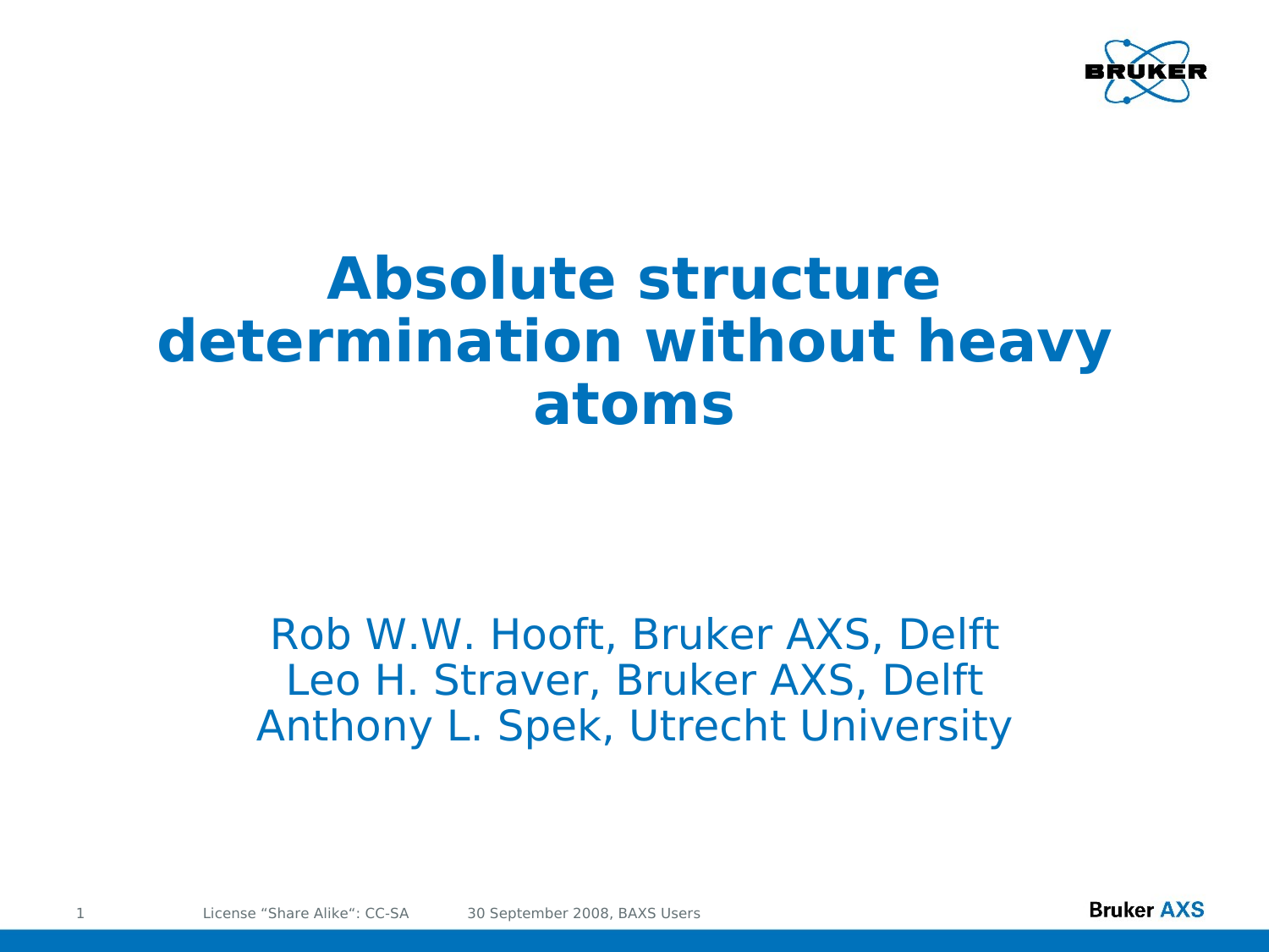# Absolute structure determination without heavy atoms

Rob W.W. Hooft, Bruker AXS, Delft
Leo H. Straver, Bruker AXS, Delft
Anthony L. Spek, Utrecht University

License “Share Alike“: CC-SA 30 September 2008, BAXS Users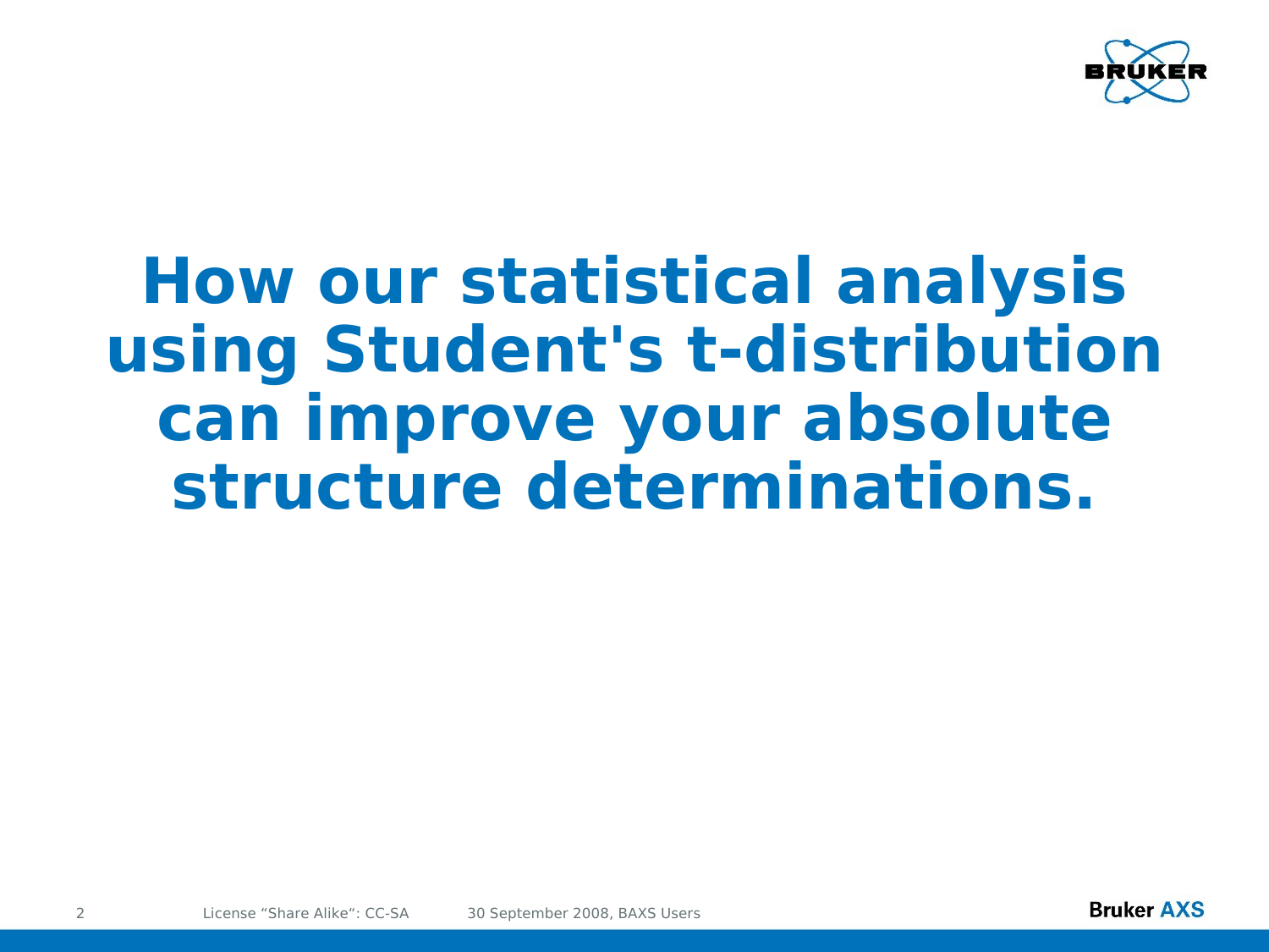# How our statistical analysis using Student's t-distribution can improve your absolute structure determinations.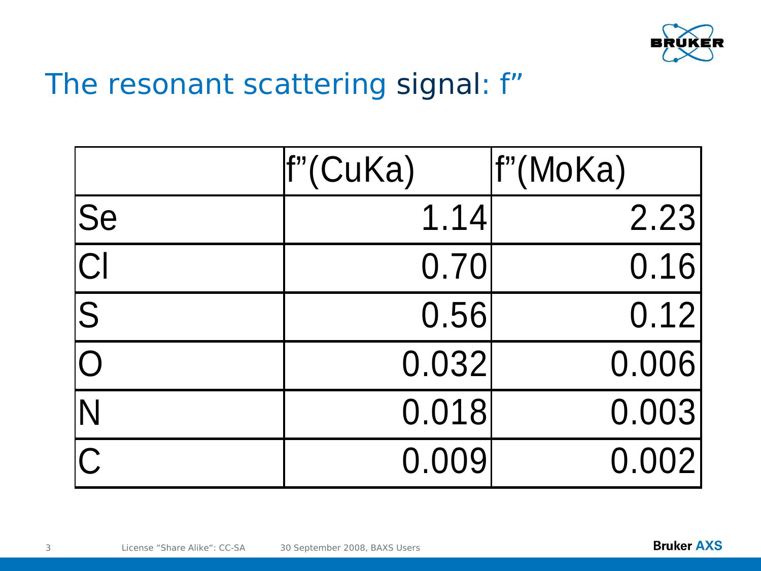# The resonant scattering signal: f”

| | f”(CuKa) | f”(MoKa) |
|---|---:|---:|
| Se | 1.14 | 2.23 |
| Cl | 0.70 | 0.16 |
| S | 0.56 | 0.12 |
| O | 0.032 | 0.006 |
| N | 0.018 | 0.003 |
| C | 0.009 | 0.002 |

License “Share Alike“: CC-SA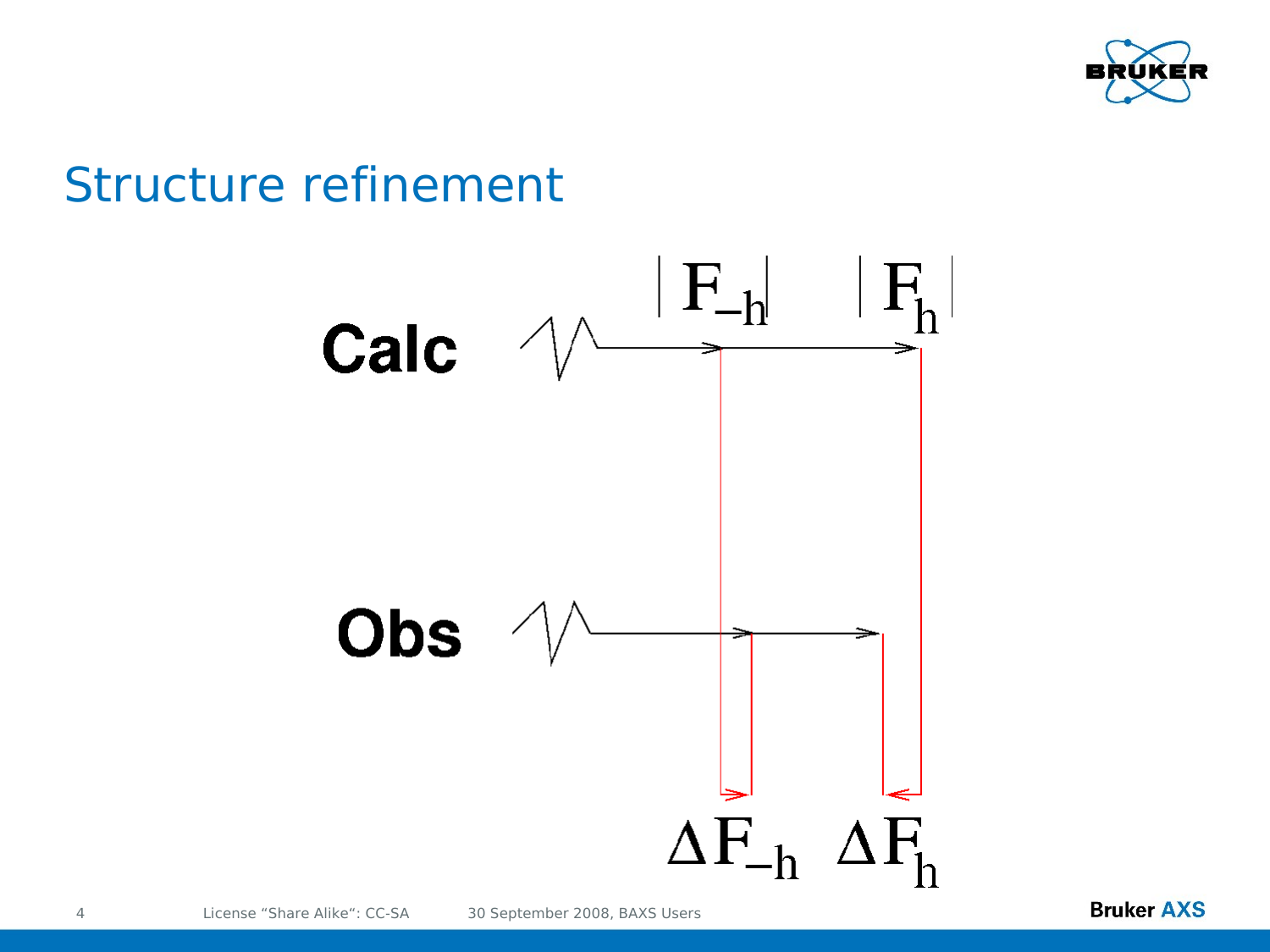# Structure refinement

Calc $|F_{-h}|$ $|F_h|$

Obs

$\Delta F_{-h}$ $\Delta F_h$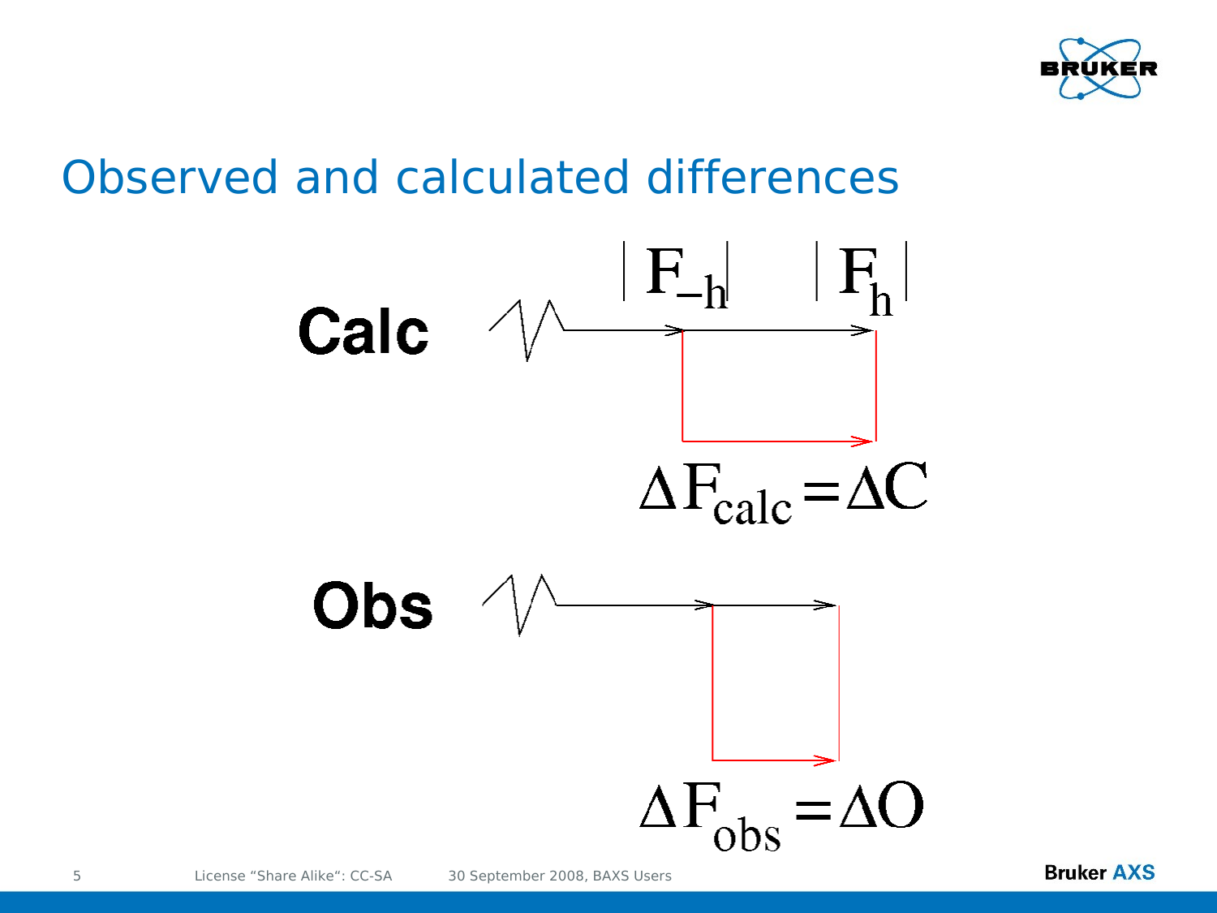# Observed and calculated differences

**Calc**

$|F_{-h}|$ $|F_h|$

$$\Delta F_{calc} = \Delta C$$

**Obs**

$$\Delta F_{obs} = \Delta O$$

License "Share Alike": CC-SA 30 September 2008, BAXS Users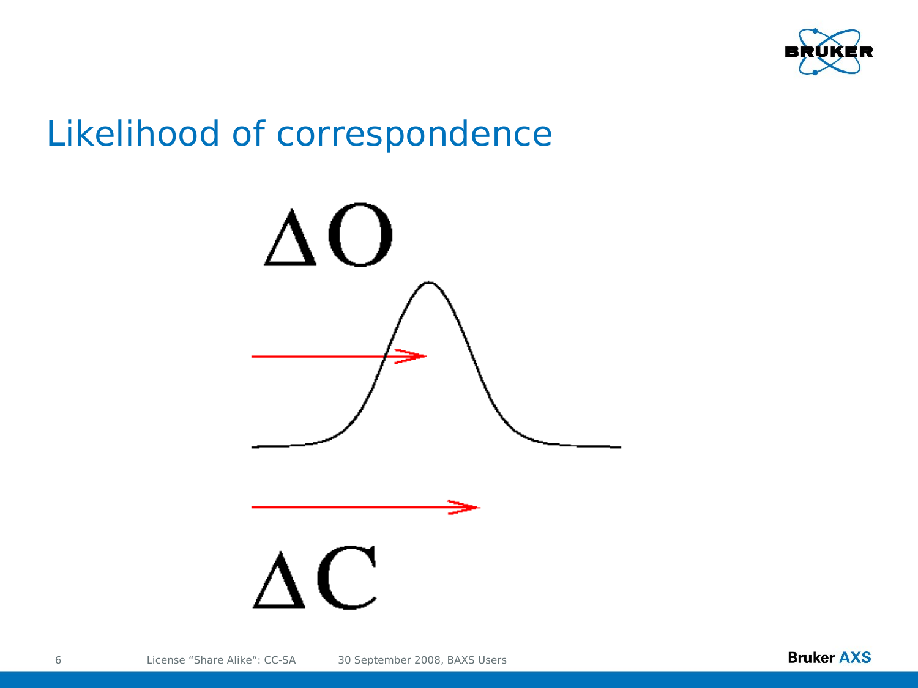# Likelihood of correspondence

$\Delta O$

$\Delta C$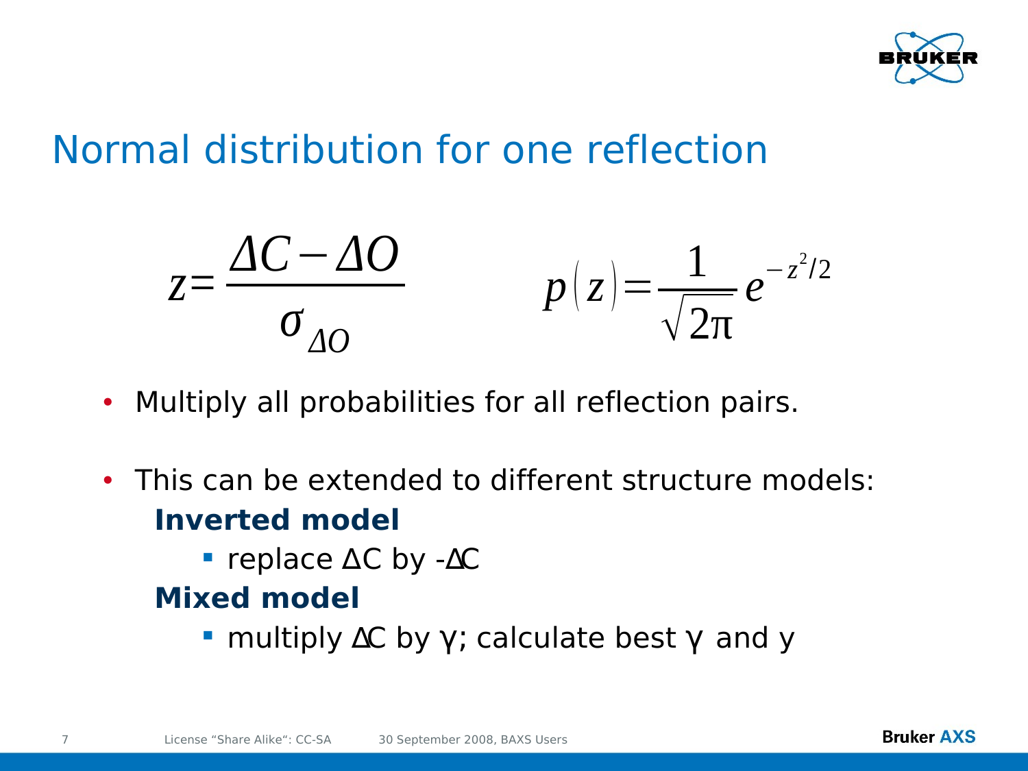# Normal distribution for one reflection

$$z = \frac{\Delta C - \Delta O}{\sigma_{\Delta O}} \qquad p(z) = \frac{1}{\sqrt{2\pi}} e^{-z^2/2}$$

- Multiply all probabilities for all reflection pairs.
- This can be extended to different structure models:

  **Inverted model**
  - replace ΔC by -ΔC

  **Mixed model**
  - multiply ΔC by γ; calculate best γ and y

License "Share Alike": CC-SA    30 September 2008, BAXS Users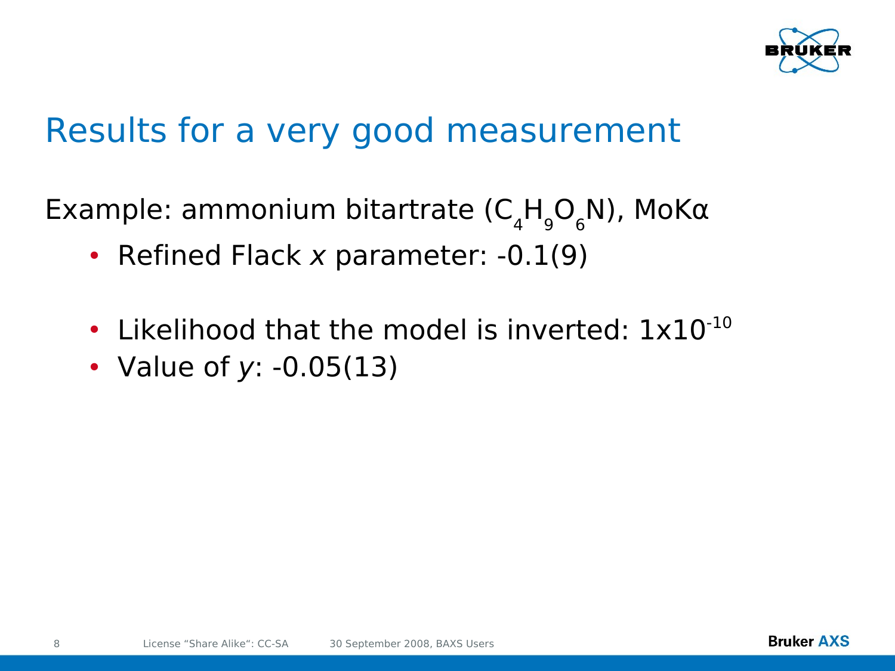# Results for a very good measurement

Example: ammonium bitartrate ($C_4H_9O_6N$), MoKα

- Refined Flack *x* parameter: -0.1(9)

- Likelihood that the model is inverted: $1x10^{-10}$
- Value of *y*: -0.05(13)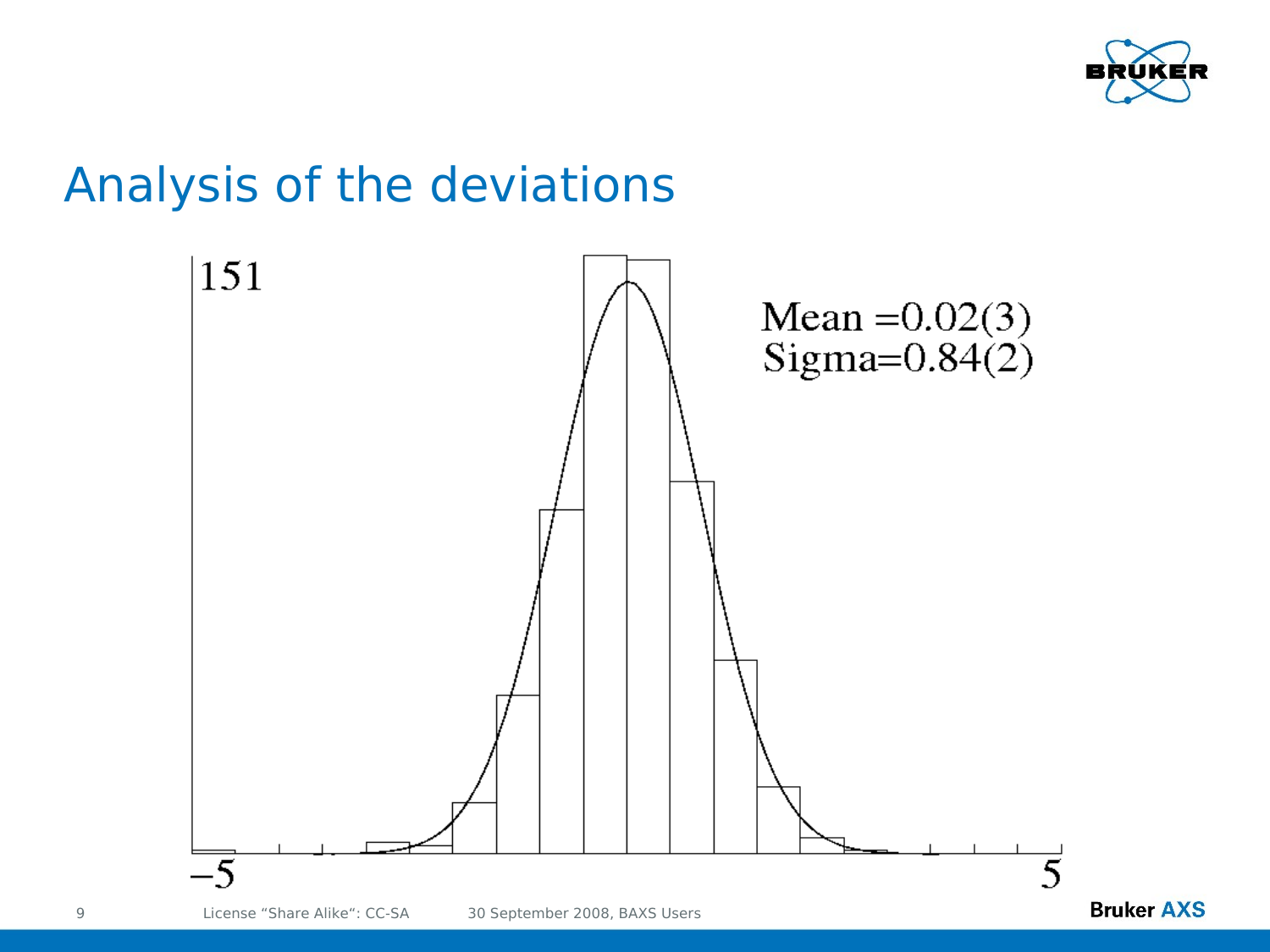# Analysis of the deviations

151

Mean =0.02(3)
Sigma=0.84(2)

−5

5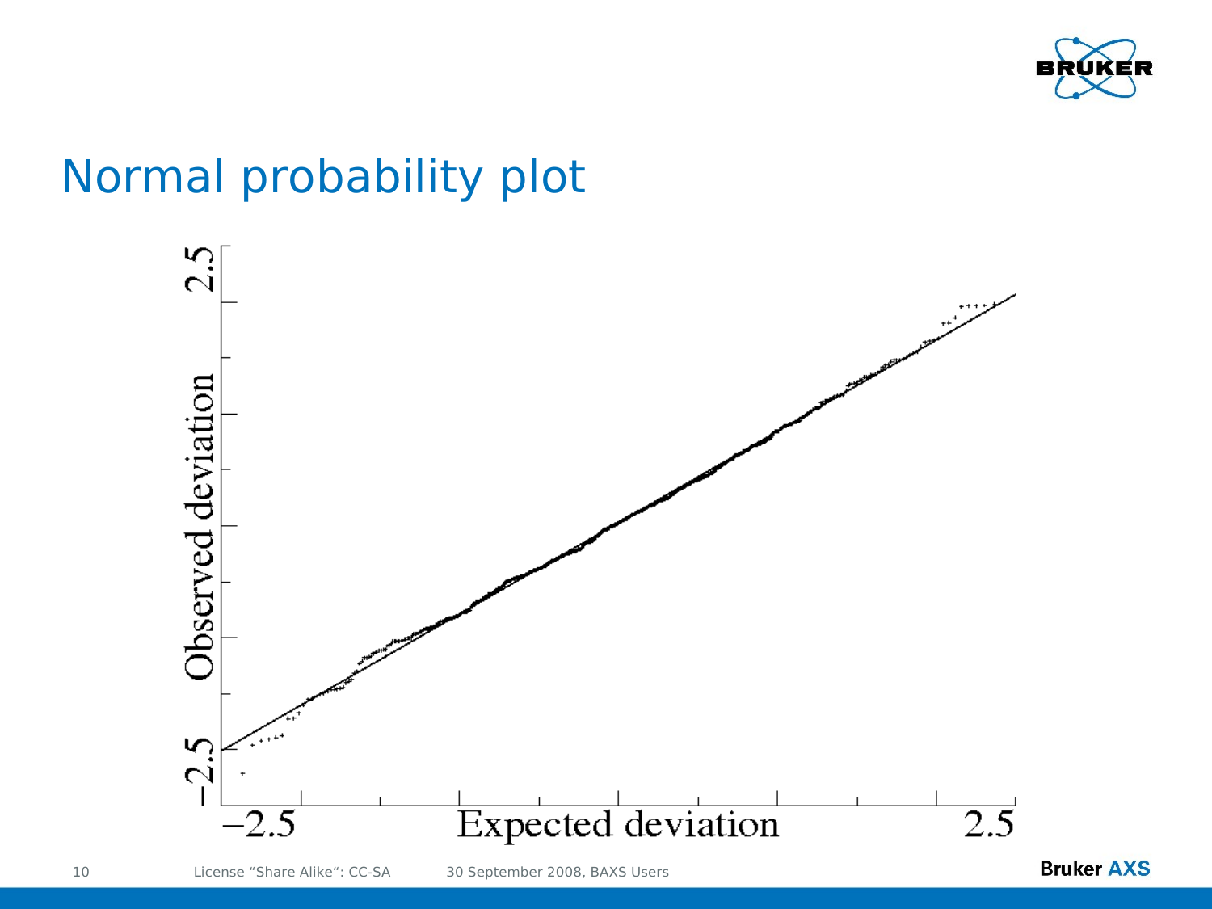# Normal probability plot

Observed deviation

−2.5

2.5

Expected deviation

−2.5

2.5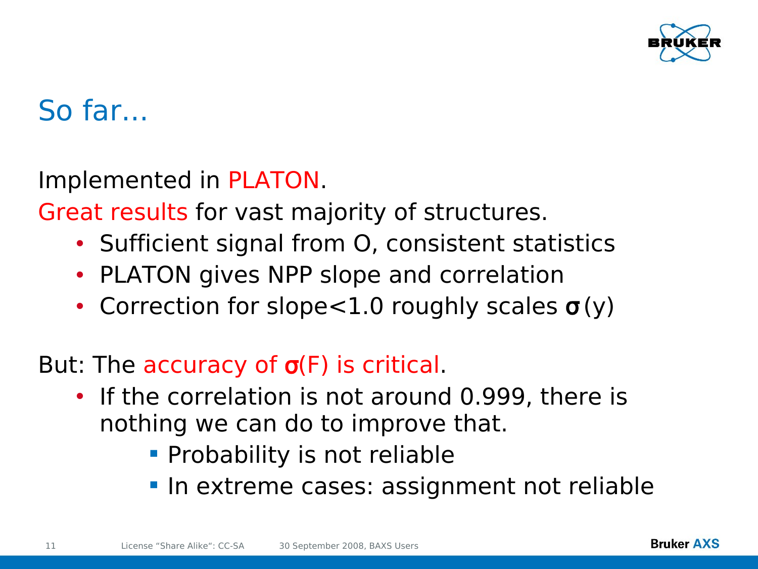# So far...

Implemented in PLATON.

Great results for vast majority of structures.

- Sufficient signal from O, consistent statistics
- PLATON gives NPP slope and correlation
- Correction for slope<1.0 roughly scales $\sigma(y)$

But: The accuracy of $\sigma(F)$ is critical.

- If the correlation is not around 0.999, there is nothing we can do to improve that.
  - Probability is not reliable
  - In extreme cases: assignment not reliable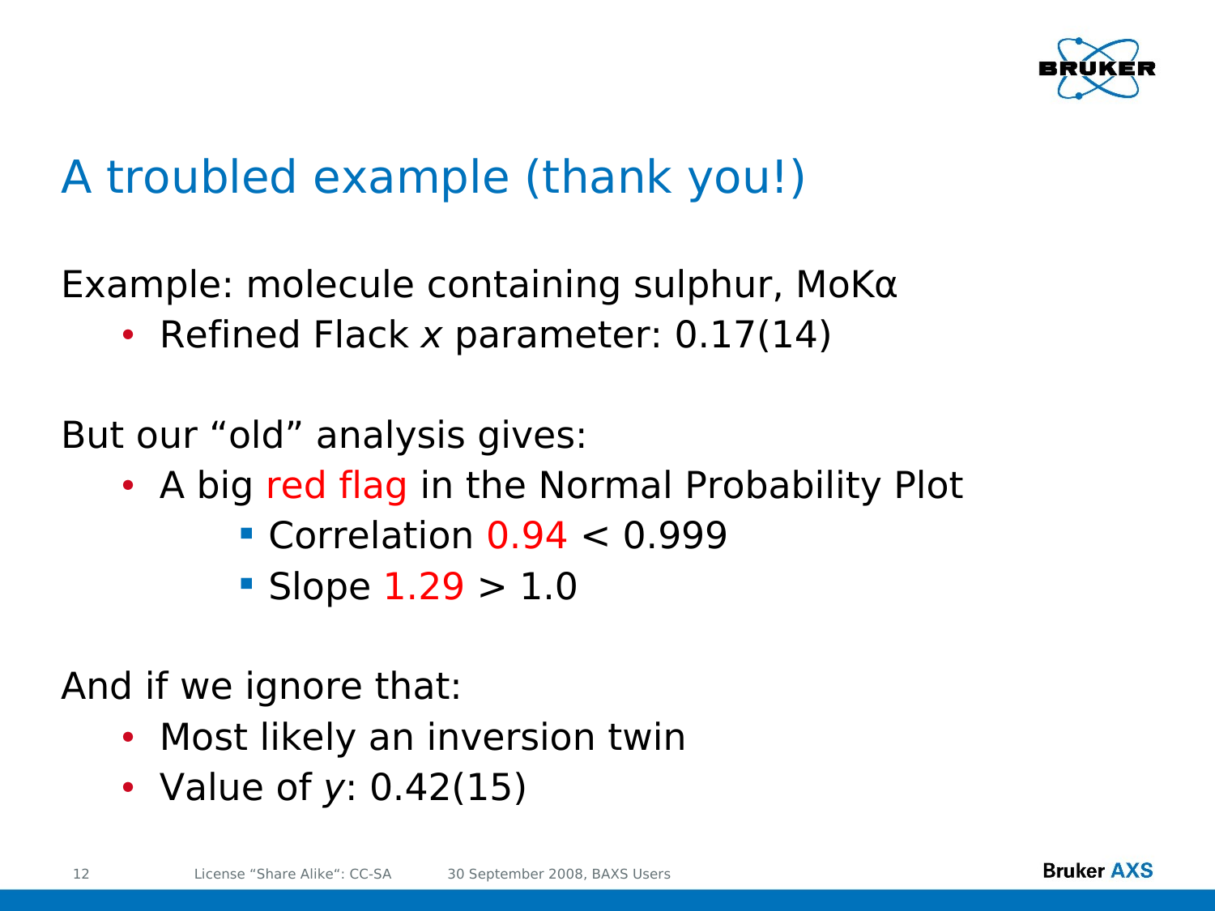# A troubled example (thank you!)

Example: molecule containing sulphur, MoKα

- Refined Flack $x$ parameter: 0.17(14)

But our "old" analysis gives:

- A big red flag in the Normal Probability Plot
  - Correlation 0.94 < 0.999
  - Slope 1.29 > 1.0

And if we ignore that:

- Most likely an inversion twin
- Value of $y$: 0.42(15)

License "Share Alike": CC-SA    30 September 2008, BAXS Users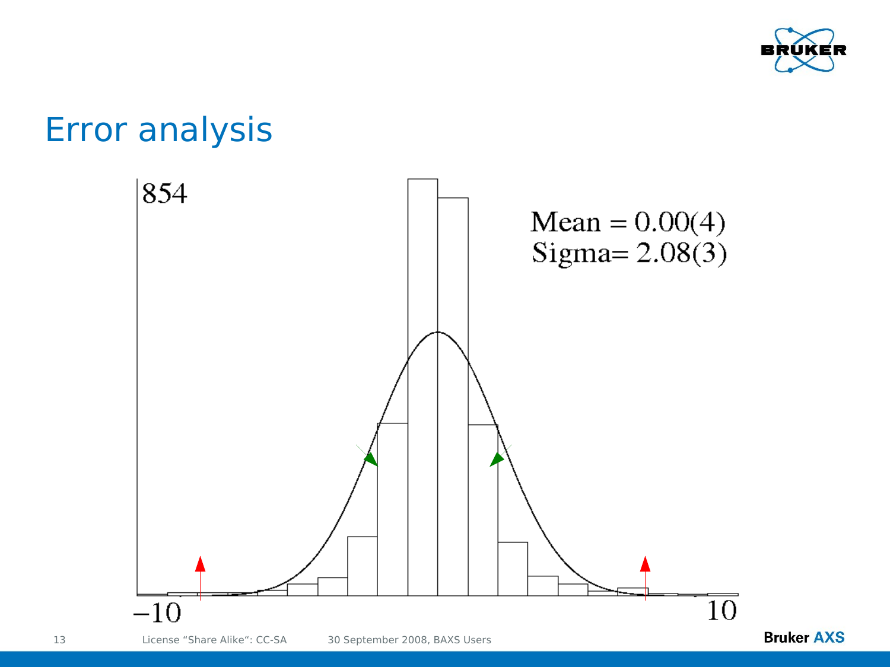# Error analysis

854

Mean = 0.00(4)
Sigma= 2.08(3)

−10 10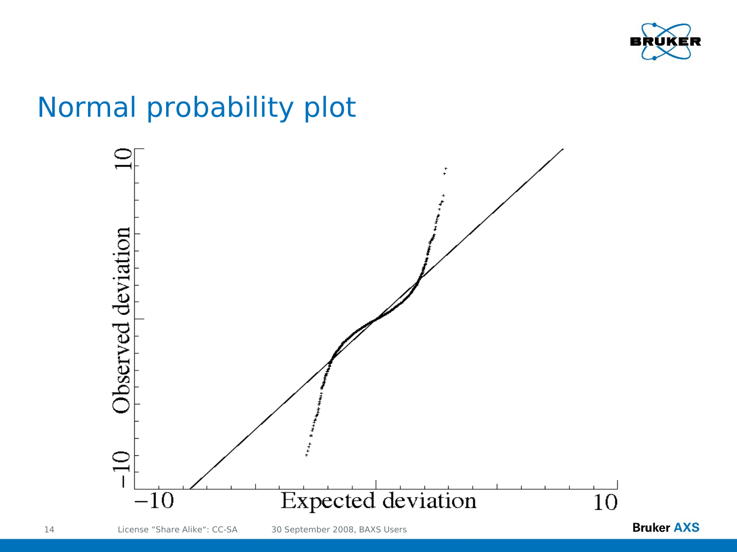# Normal probability plot

Observed deviation

Expected deviation

−10

10

−10

10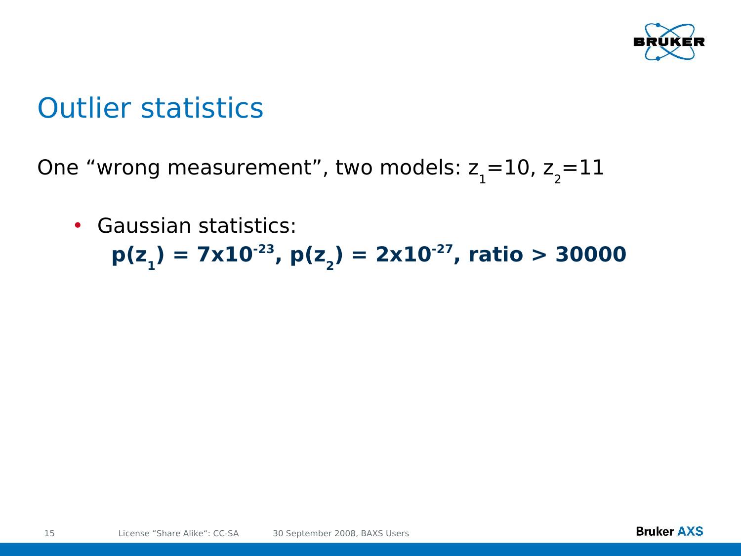# Outlier statistics

One "wrong measurement", two models: $z_1=10$, $z_2=11$

- Gaussian statistics:
  **$p(z_1) = 7x10^{-23}$, $p(z_2) = 2x10^{-27}$, ratio > 30000**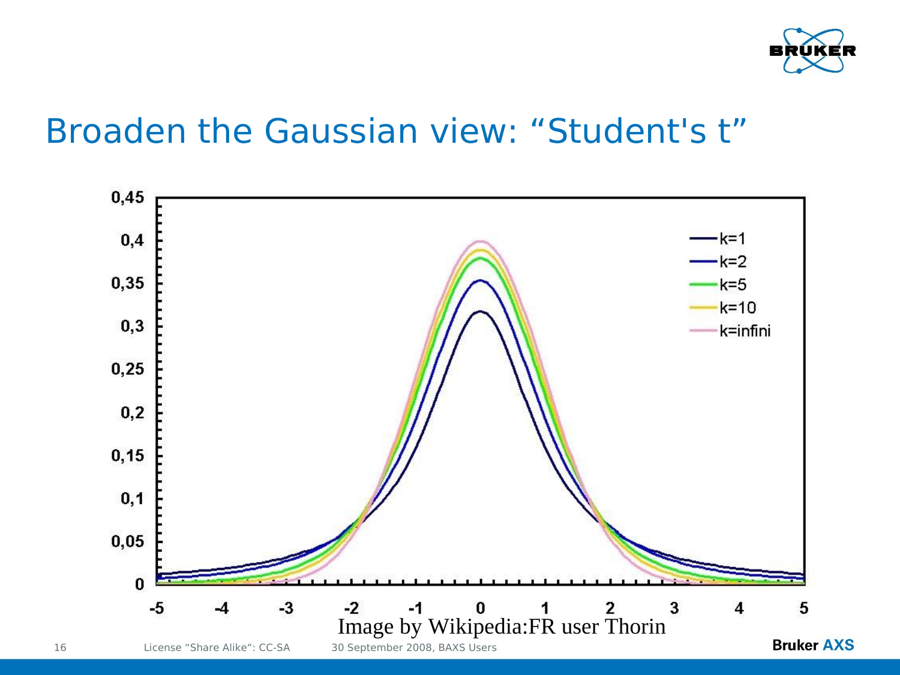# Broaden the Gaussian view: “Student's t”

Image by Wikipedia:FR user Thorin

License “Share Alike“: CC-SA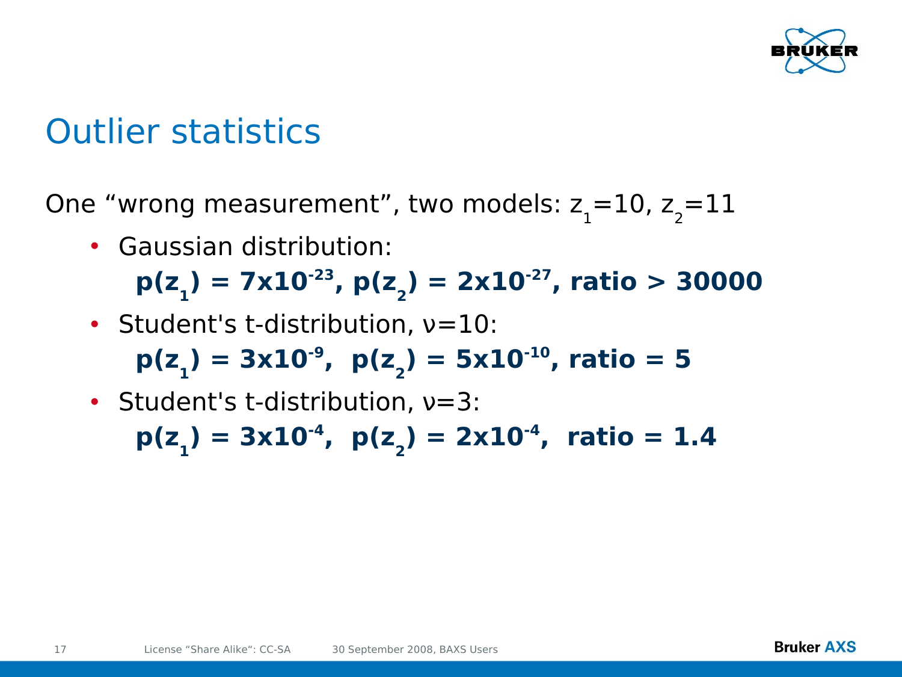# Outlier statistics

One “wrong measurement”, two models: $z_1=10$, $z_2=11$

- Gaussian distribution:
  **$p(z_1) = 7 \times 10^{-23}$, $p(z_2) = 2 \times 10^{-27}$, ratio > 30000**
- Student's t-distribution, $\nu=10$:
  **$p(z_1) = 3 \times 10^{-9}$, $p(z_2) = 5 \times 10^{-10}$, ratio = 5**
- Student's t-distribution, $\nu=3$:
  **$p(z_1) = 3 \times 10^{-4}$, $p(z_2) = 2 \times 10^{-4}$, ratio = 1.4**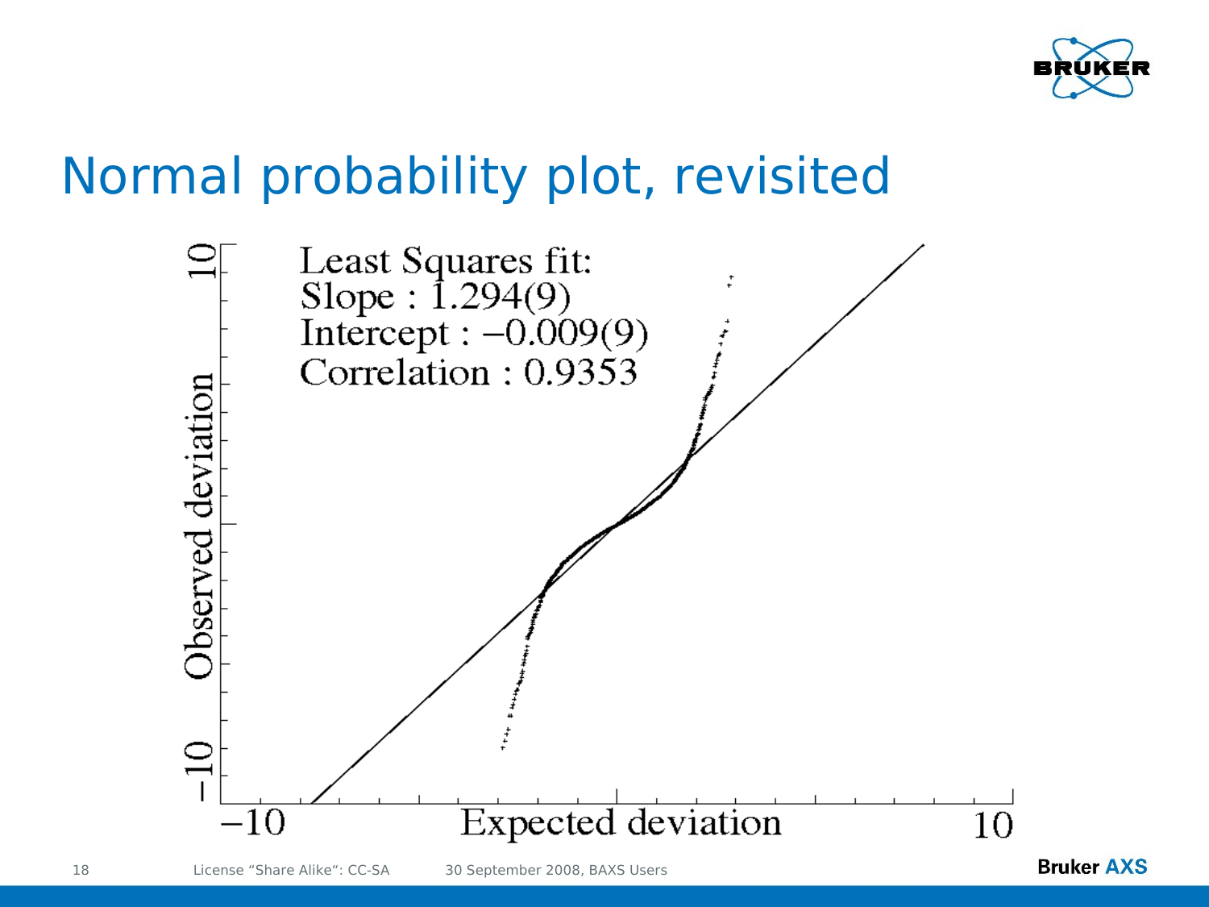# Normal probability plot, revisited

Least Squares fit:
Slope : 1.294(9)
Intercept : −0.009(9)
Correlation : 0.9353

Observed deviation

Expected deviation

−10

10

−10

10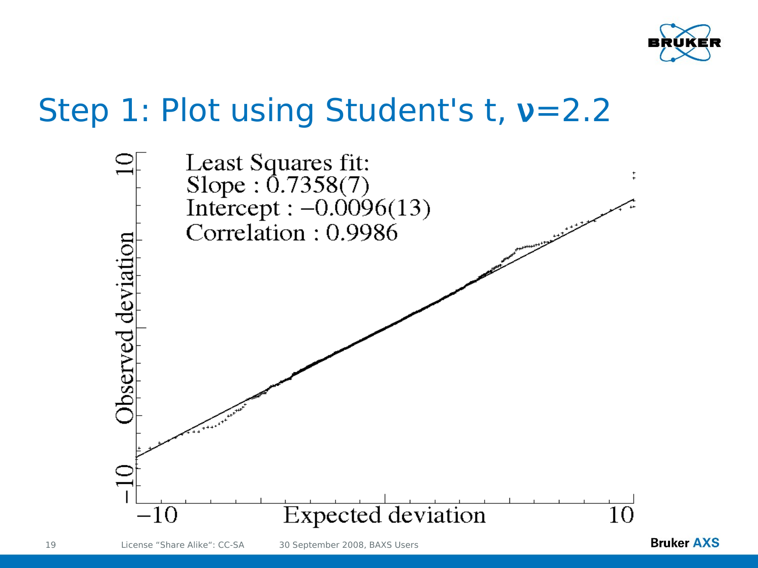# Step 1: Plot using Student's t, $\nu$=2.2

Least Squares fit:
Slope : 0.7358(7)
Intercept : −0.0096(13)
Correlation : 0.9986

Observed deviation

Expected deviation

−10 10

License "Share Alike": CC-SA 30 September 2008, BAXS Users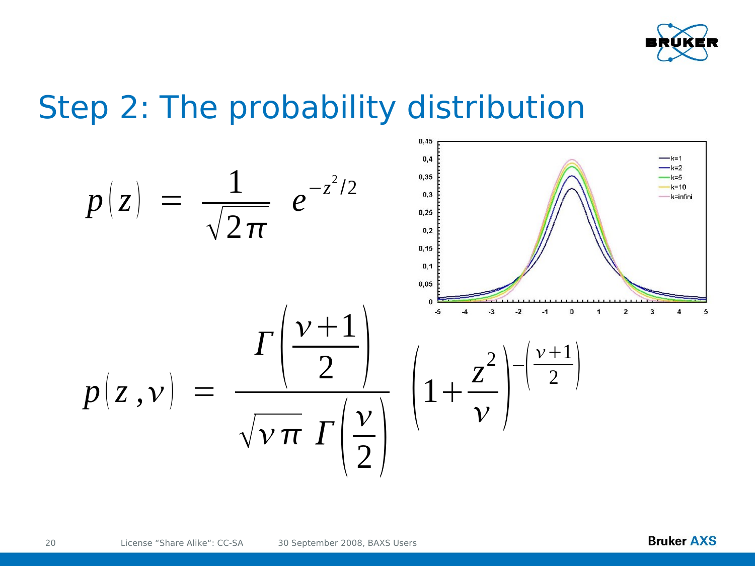# Step 2: The probability distribution

$$p(z) = \frac{1}{\sqrt{2\pi}} \; e^{-z^2/2}$$

$$p(z,\nu) = \frac{\Gamma\left(\frac{\nu+1}{2}\right)}{\sqrt{\nu\pi}\;\Gamma\left(\frac{\nu}{2}\right)} \left(1+\frac{z^2}{\nu}\right)^{-\left(\frac{\nu+1}{2}\right)}$$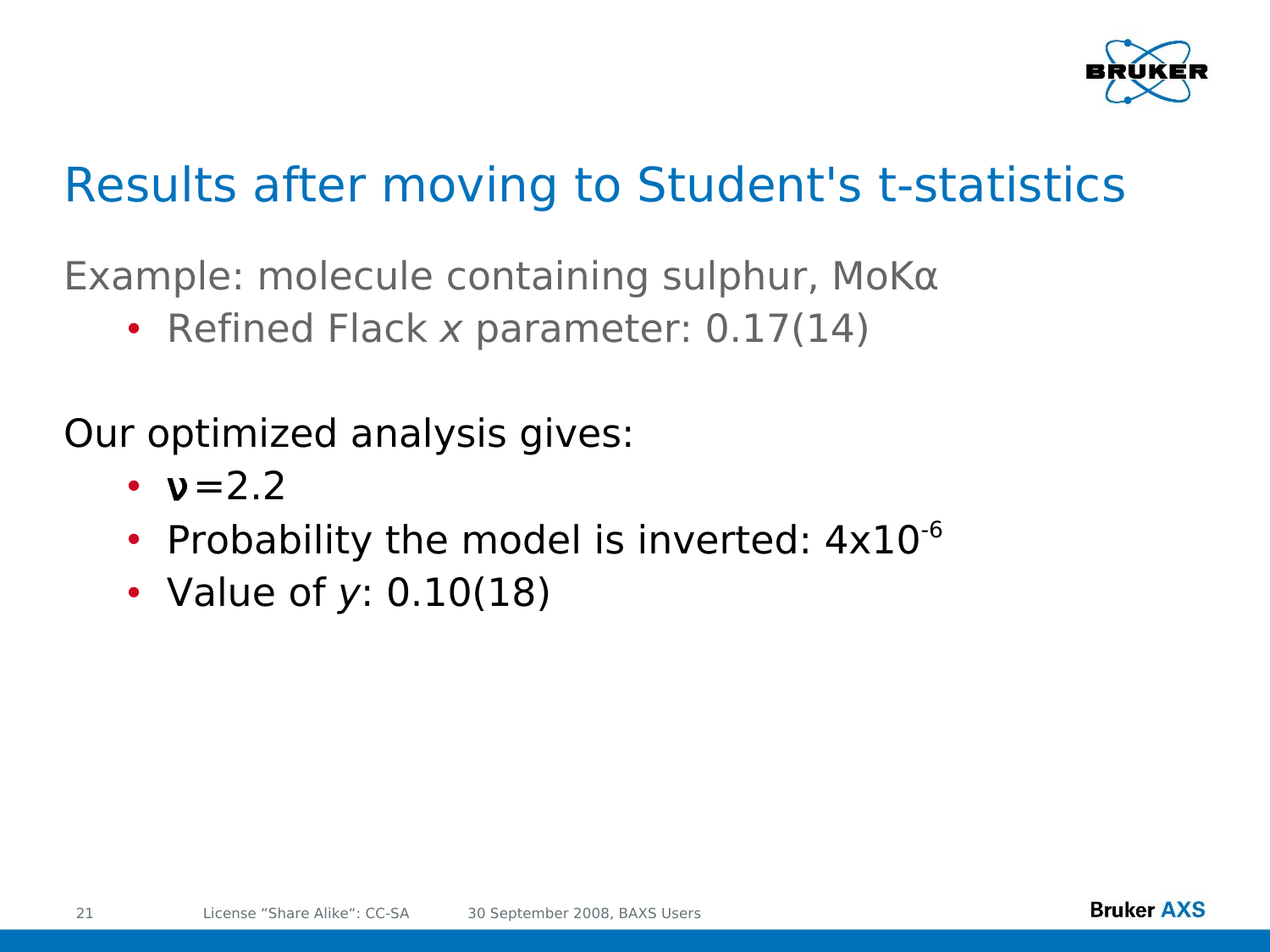# Results after moving to Student's t-statistics

Example: molecule containing sulphur, MoKα

- Refined Flack *x* parameter: 0.17(14)

Our optimized analysis gives:

- $\nu = 2.2$
- Probability the model is inverted: $4 \times 10^{-6}$
- Value of *y*: 0.10(18)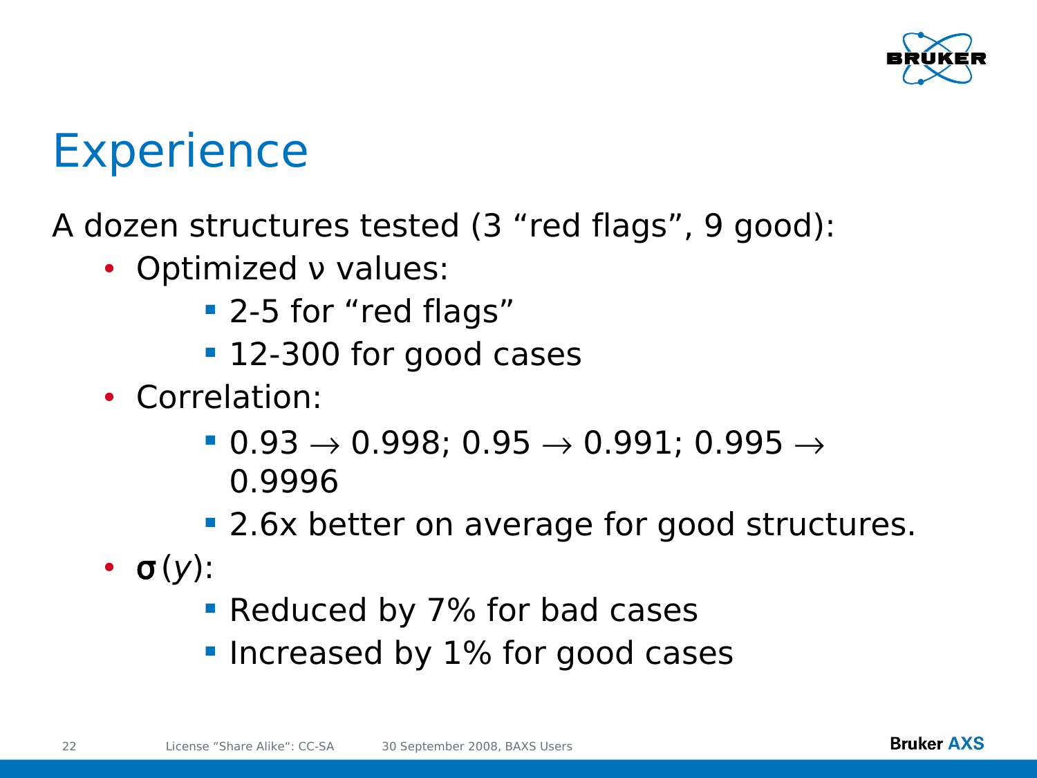# Experience

A dozen structures tested (3 “red flags”, 9 good):

- Optimized $\nu$ values:
  - 2-5 for “red flags”
  - 12-300 for good cases
- Correlation:
  - 0.93 $\rightarrow$ 0.998; 0.95 $\rightarrow$ 0.991; 0.995 $\rightarrow$ 0.9996
  - 2.6x better on average for good structures.
- $\sigma(y)$:
  - Reduced by 7% for bad cases
  - Increased by 1% for good cases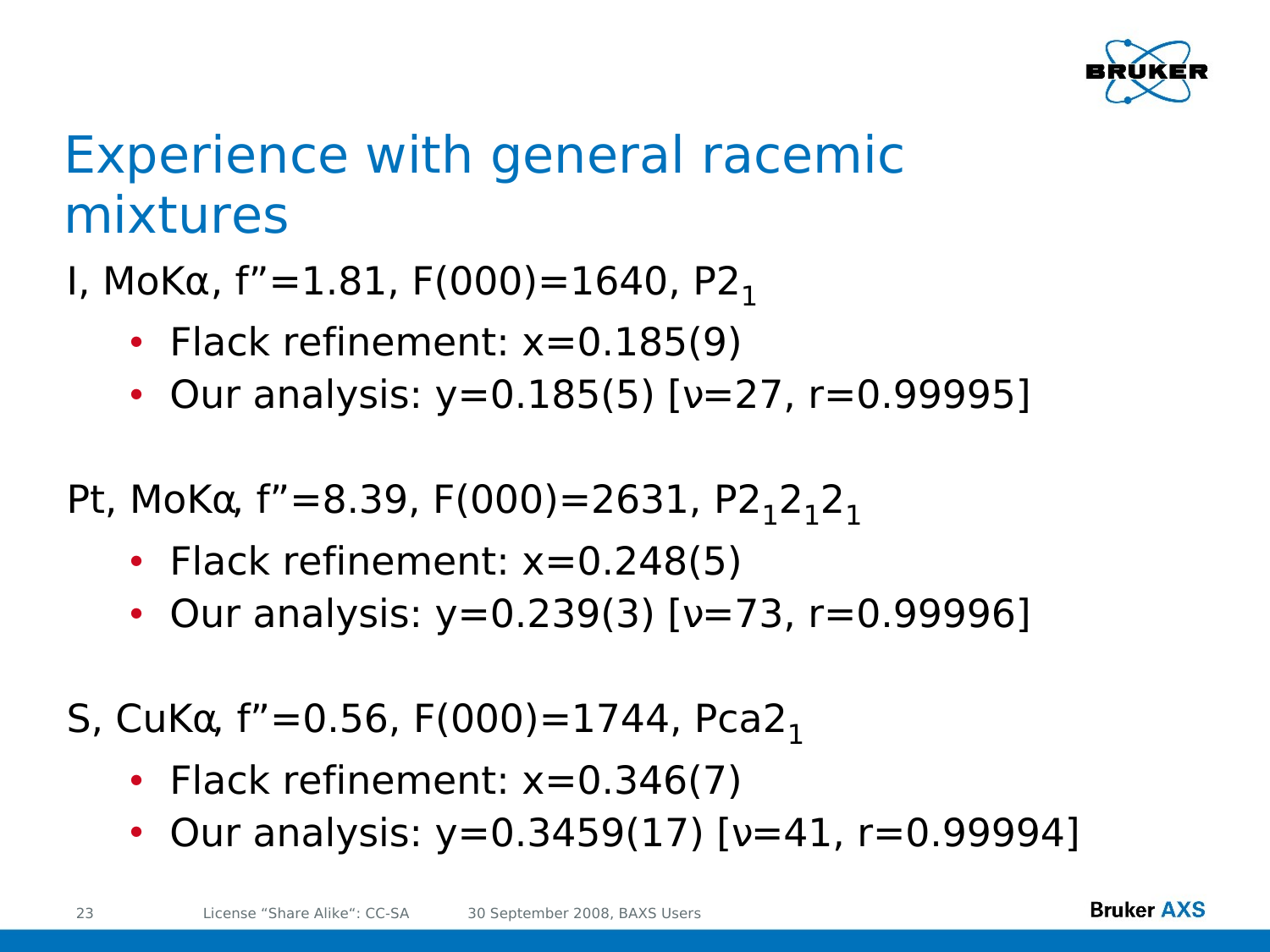# Experience with general racemic mixtures

I, MoKα, f"=1.81, F(000)=1640, $P2_1$

- Flack refinement: x=0.185(9)
- Our analysis: y=0.185(5) [ν=27, r=0.99995]

Pt, MoKα, f"=8.39, F(000)=2631, $P2_12_12_1$

- Flack refinement: x=0.248(5)
- Our analysis: y=0.239(3) [ν=73, r=0.99996]

S, CuKα, f"=0.56, F(000)=1744, $Pca2_1$

- Flack refinement: x=0.346(7)
- Our analysis: y=0.3459(17) [ν=41, r=0.99994]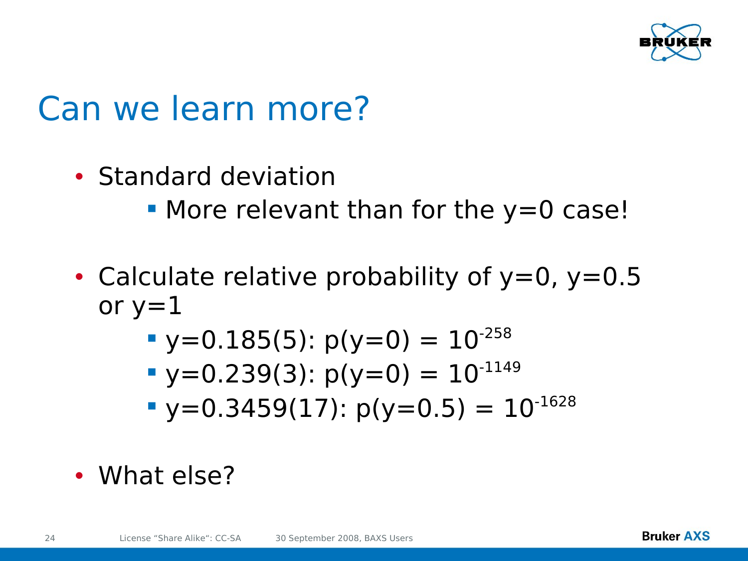# Can we learn more?

- Standard deviation
  - More relevant than for the y=0 case!

- Calculate relative probability of y=0, y=0.5 or y=1
  - y=0.185(5): p(y=0) = $10^{-258}$
  - y=0.239(3): p(y=0) = $10^{-1149}$
  - y=0.3459(17): p(y=0.5) = $10^{-1628}$

- What else?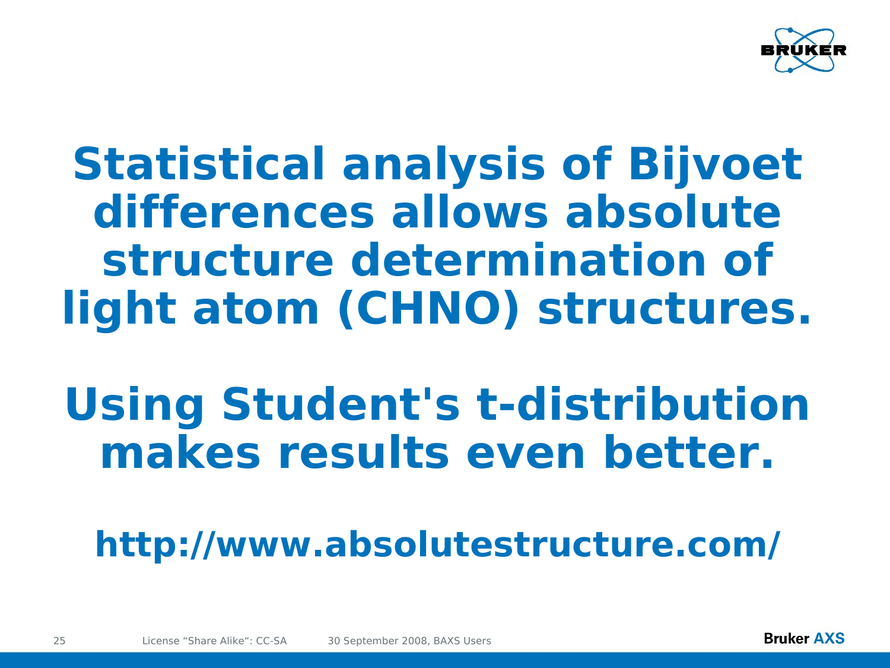# Statistical analysis of Bijvoet differences allows absolute structure determination of light atom (CHNO) structures.

# Using Student's t-distribution makes results even better.

## http://www.absolutestructure.com/

License “Share Alike“: CC-SA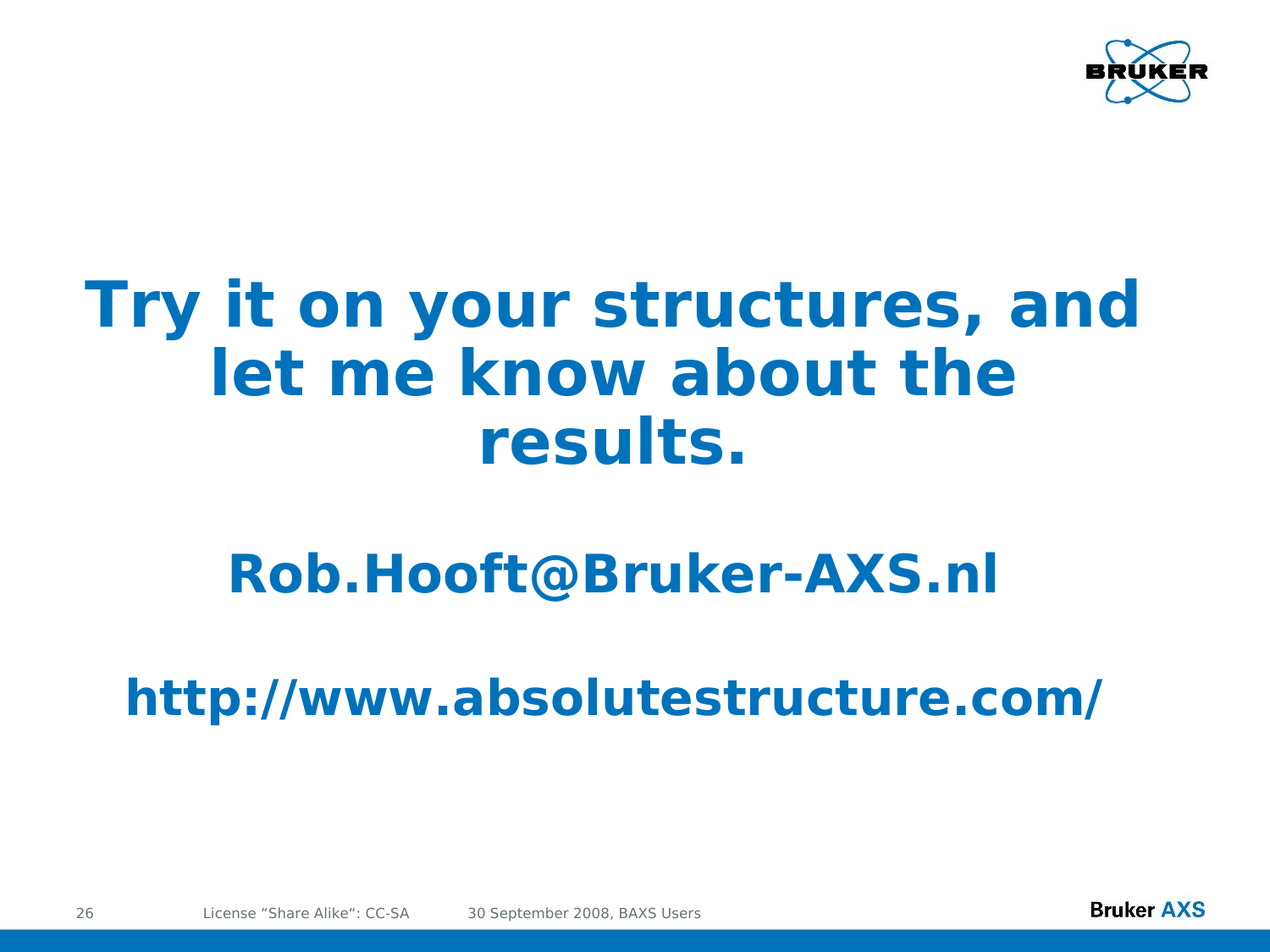# Try it on your structures, and let me know about the results.

**Rob.Hooft@Bruker-AXS.nl**

**http://www.absolutestructure.com/**